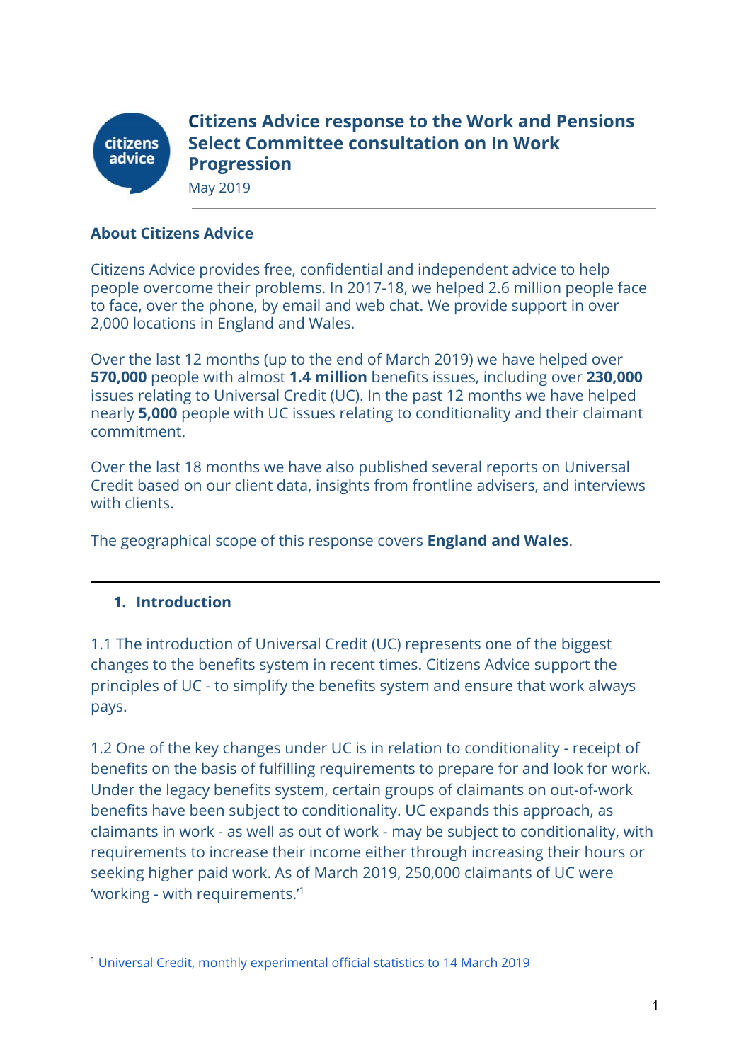# Citizens Advice response to the Work and Pensions Select Committee consultation on In Work Progression

May 2019

## About Citizens Advice

Citizens Advice provides free, confidential and independent advice to help people overcome their problems. In 2017-18, we helped 2.6 million people face to face, over the phone, by email and web chat. We provide support in over 2,000 locations in England and Wales.

Over the last 12 months (up to the end of March 2019) we have helped over **570,000** people with almost **1.4 million** benefits issues, including over **230,000** issues relating to Universal Credit (UC). In the past 12 months we have helped nearly **5,000** people with UC issues relating to conditionality and their claimant commitment.

Over the last 18 months we have also published several reports on Universal Credit based on our client data, insights from frontline advisers, and interviews with clients.

The geographical scope of this response covers **England and Wales**.

## 1. Introduction

1.1 The introduction of Universal Credit (UC) represents one of the biggest changes to the benefits system in recent times. Citizens Advice support the principles of UC - to simplify the benefits system and ensure that work always pays.

1.2 One of the key changes under UC is in relation to conditionality - receipt of benefits on the basis of fulfilling requirements to prepare for and look for work. Under the legacy benefits system, certain groups of claimants on out-of-work benefits have been subject to conditionality. UC expands this approach, as claimants in work - as well as out of work - may be subject to conditionality, with requirements to increase their income either through increasing their hours or seeking higher paid work. As of March 2019, 250,000 claimants of UC were 'working - with requirements.'[1]

[1] Universal Credit, monthly experimental official statistics to 14 March 2019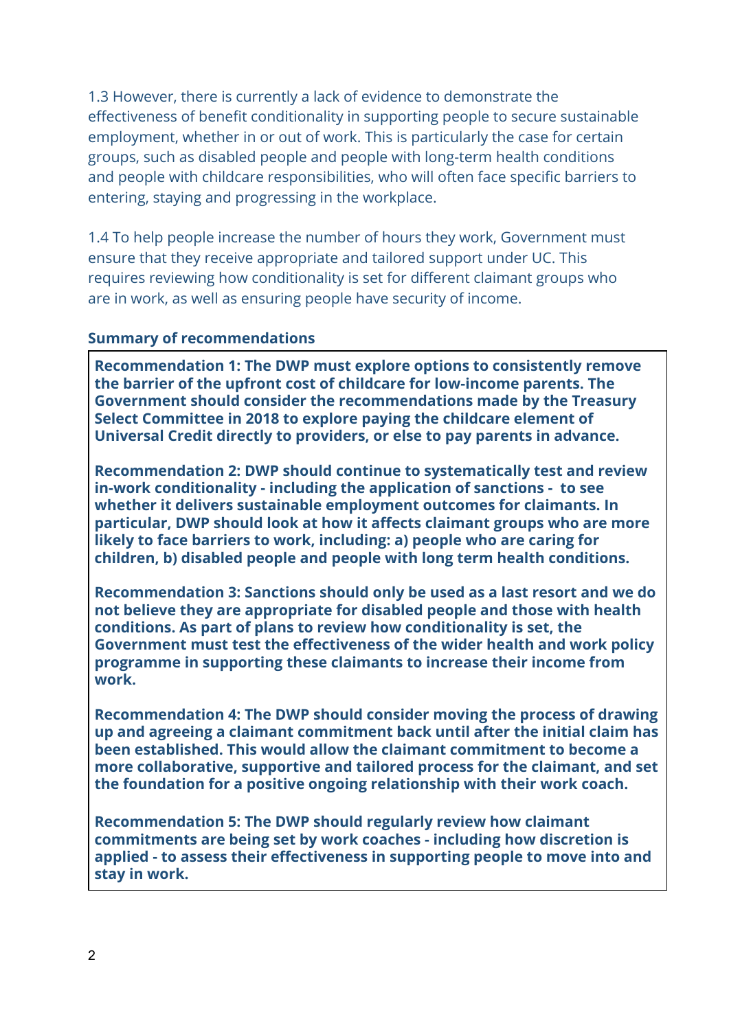1.3 However, there is currently a lack of evidence to demonstrate the effectiveness of benefit conditionality in supporting people to secure sustainable employment, whether in or out of work. This is particularly the case for certain groups, such as disabled people and people with long-term health conditions and people with childcare responsibilities, who will often face specific barriers to entering, staying and progressing in the workplace.

1.4 To help people increase the number of hours they work, Government must ensure that they receive appropriate and tailored support under UC. This requires reviewing how conditionality is set for different claimant groups who are in work, as well as ensuring people have security of income.

**Summary of recommendations**

**Recommendation 1: The DWP must explore options to consistently remove the barrier of the upfront cost of childcare for low-income parents. The Government should consider the recommendations made by the Treasury Select Committee in 2018 to explore paying the childcare element of Universal Credit directly to providers, or else to pay parents in advance.**

**Recommendation 2: DWP should continue to systematically test and review in-work conditionality - including the application of sanctions - to see whether it delivers sustainable employment outcomes for claimants. In particular, DWP should look at how it affects claimant groups who are more likely to face barriers to work, including: a) people who are caring for children, b) disabled people and people with long term health conditions.**

**Recommendation 3: Sanctions should only be used as a last resort and we do not believe they are appropriate for disabled people and those with health conditions. As part of plans to review how conditionality is set, the Government must test the effectiveness of the wider health and work policy programme in supporting these claimants to increase their income from work.**

**Recommendation 4: The DWP should consider moving the process of drawing up and agreeing a claimant commitment back until after the initial claim has been established. This would allow the claimant commitment to become a more collaborative, supportive and tailored process for the claimant, and set the foundation for a positive ongoing relationship with their work coach.**

**Recommendation 5: The DWP should regularly review how claimant commitments are being set by work coaches - including how discretion is applied - to assess their effectiveness in supporting people to move into and stay in work.**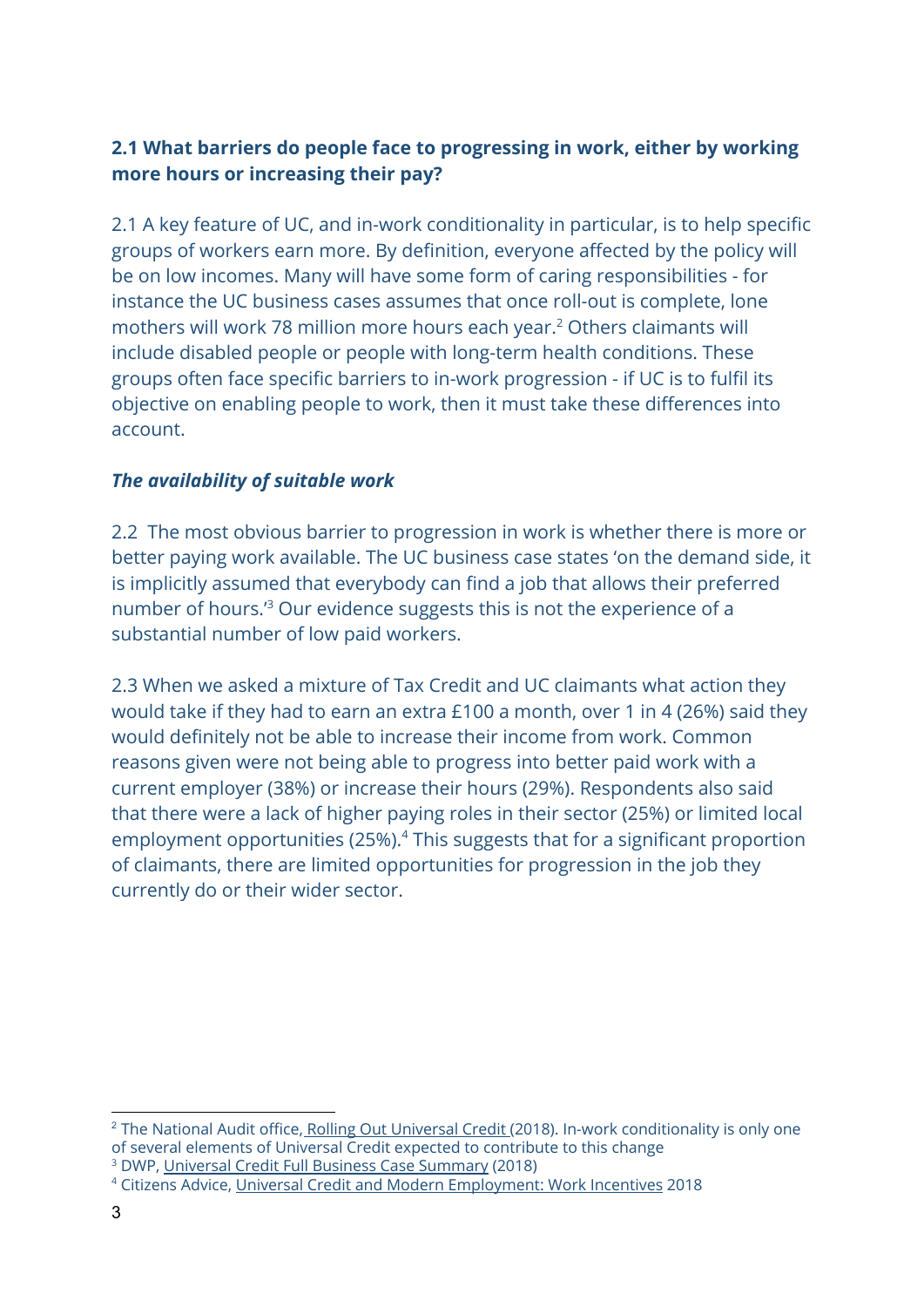### **2.1 What barriers do people face to progressing in work, either by working more hours or increasing their pay?**

2.1 A key feature of UC, and in-work conditionality in particular, is to help specific groups of workers earn more. By definition, everyone affected by the policy will be on low incomes. Many will have some form of caring responsibilities - for instance the UC business cases assumes that once roll-out is complete, lone mothers will work 78 million more hours each year.[2] Others claimants will include disabled people or people with long-term health conditions. These groups often face specific barriers to in-work progression - if UC is to fulfil its objective on enabling people to work, then it must take these differences into account.

#### ***The availability of suitable work***

2.2 The most obvious barrier to progression in work is whether there is more or better paying work available. The UC business case states 'on the demand side, it is implicitly assumed that everybody can find a job that allows their preferred number of hours.'[3] Our evidence suggests this is not the experience of a substantial number of low paid workers.

2.3 When we asked a mixture of Tax Credit and UC claimants what action they would take if they had to earn an extra £100 a month, over 1 in 4 (26%) said they would definitely not be able to increase their income from work. Common reasons given were not being able to progress into better paid work with a current employer (38%) or increase their hours (29%). Respondents also said that there were a lack of higher paying roles in their sector (25%) or limited local employment opportunities (25%).[4] This suggests that for a significant proportion of claimants, there are limited opportunities for progression in the job they currently do or their wider sector.

---

[2] The National Audit office, Rolling Out Universal Credit (2018). In-work conditionality is only one of several elements of Universal Credit expected to contribute to this change

[3] DWP, Universal Credit Full Business Case Summary (2018)

[4] Citizens Advice, Universal Credit and Modern Employment: Work Incentives 2018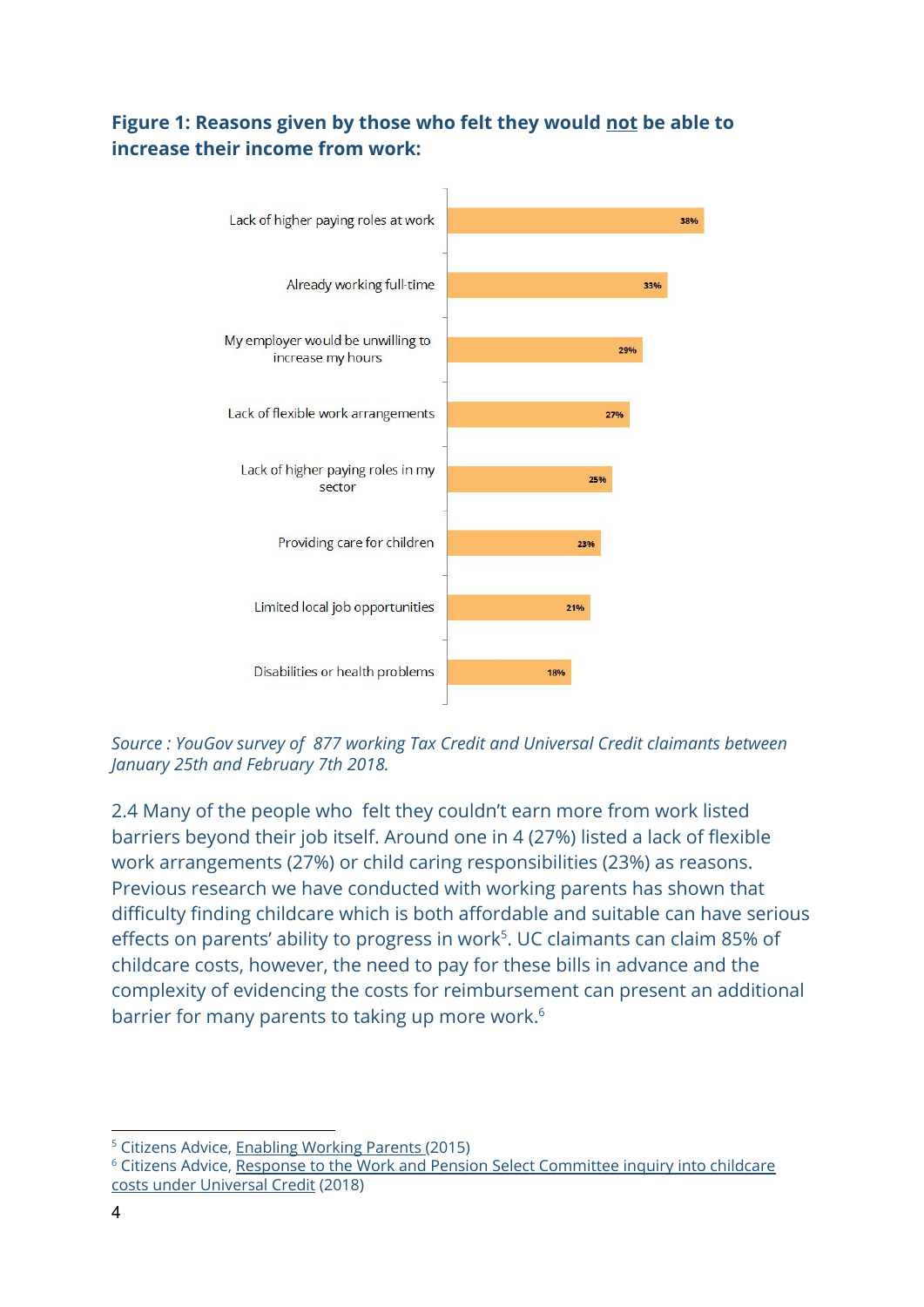**Figure 1: Reasons given by those who felt they would <u>not</u> be able to increase their income from work:**

| Reason | % |
|---|---|
| Lack of higher paying roles at work | 38% |
| Already working full-time | 33% |
| My employer would be unwilling to increase my hours | 29% |
| Lack of flexible work arrangements | 27% |
| Lack of higher paying roles in my sector | 25% |
| Providing care for children | 23% |
| Limited local job opportunities | 21% |
| Disabilities or health problems | 18% |

*Source : YouGov survey of 877 working Tax Credit and Universal Credit claimants between January 25th and February 7th 2018.*

2.4 Many of the people who felt they couldn't earn more from work listed barriers beyond their job itself. Around one in 4 (27%) listed a lack of flexible work arrangements (27%) or child caring responsibilities (23%) as reasons. Previous research we have conducted with working parents has shown that difficulty finding childcare which is both affordable and suitable can have serious effects on parents' ability to progress in work[5]. UC claimants can claim 85% of childcare costs, however, the need to pay for these bills in advance and the complexity of evidencing the costs for reimbursement can present an additional barrier for many parents to taking up more work.[6]

---

[5] Citizens Advice, Enabling Working Parents (2015)

[6] Citizens Advice, Response to the Work and Pension Select Committee inquiry into childcare costs under Universal Credit (2018)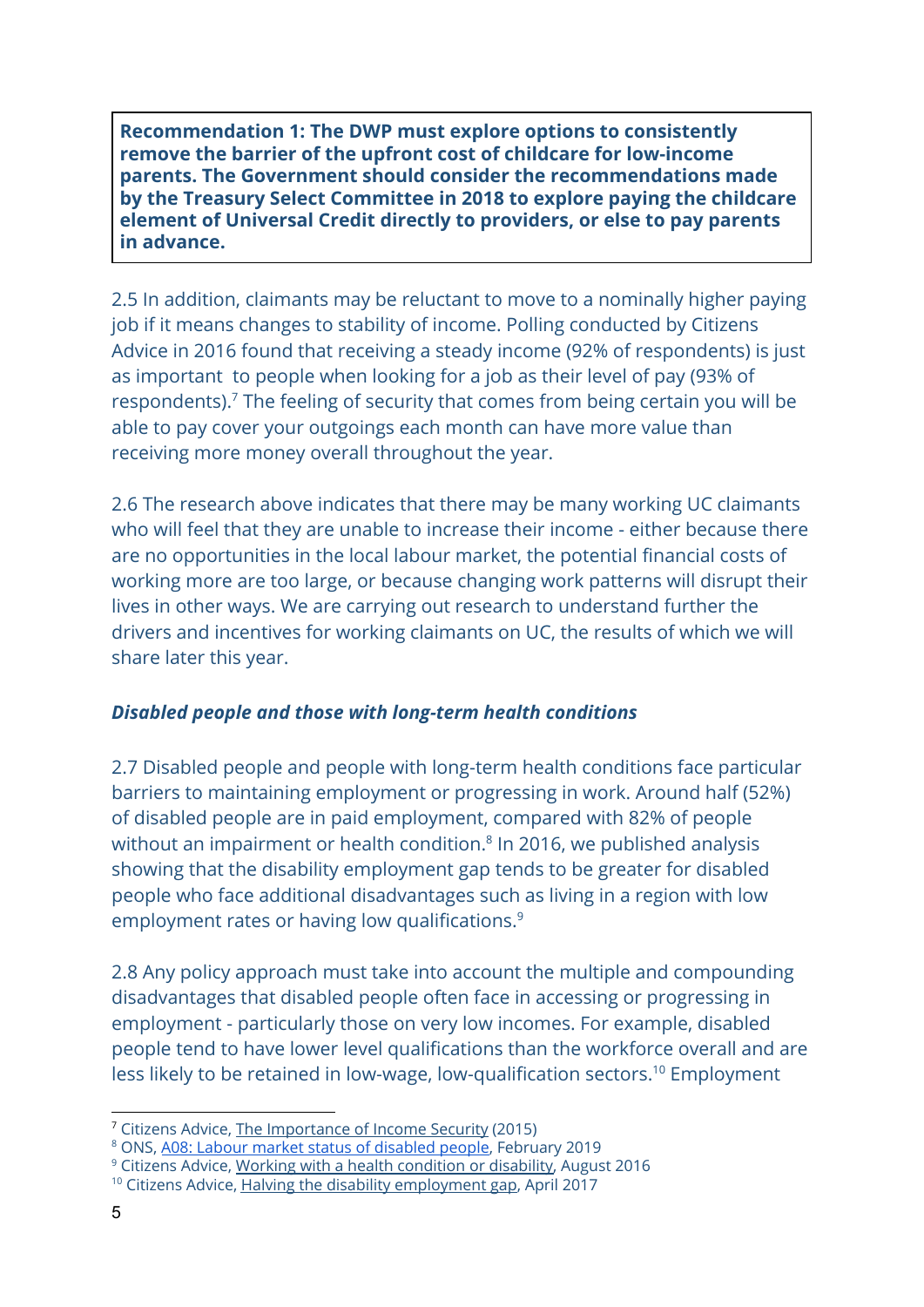**Recommendation 1: The DWP must explore options to consistently remove the barrier of the upfront cost of childcare for low-income parents. The Government should consider the recommendations made by the Treasury Select Committee in 2018 to explore paying the childcare element of Universal Credit directly to providers, or else to pay parents in advance.**

2.5 In addition, claimants may be reluctant to move to a nominally higher paying job if it means changes to stability of income. Polling conducted by Citizens Advice in 2016 found that receiving a steady income (92% of respondents) is just as important to people when looking for a job as their level of pay (93% of respondents).[7] The feeling of security that comes from being certain you will be able to pay cover your outgoings each month can have more value than receiving more money overall throughout the year.

2.6 The research above indicates that there may be many working UC claimants who will feel that they are unable to increase their income - either because there are no opportunities in the local labour market, the potential financial costs of working more are too large, or because changing work patterns will disrupt their lives in other ways. We are carrying out research to understand further the drivers and incentives for working claimants on UC, the results of which we will share later this year.

***Disabled people and those with long-term health conditions***

2.7 Disabled people and people with long-term health conditions face particular barriers to maintaining employment or progressing in work. Around half (52%) of disabled people are in paid employment, compared with 82% of people without an impairment or health condition.[8] In 2016, we published analysis showing that the disability employment gap tends to be greater for disabled people who face additional disadvantages such as living in a region with low employment rates or having low qualifications.[9]

2.8 Any policy approach must take into account the multiple and compounding disadvantages that disabled people often face in accessing or progressing in employment - particularly those on very low incomes. For example, disabled people tend to have lower level qualifications than the workforce overall and are less likely to be retained in low-wage, low-qualification sectors.[10] Employment

[7] Citizens Advice, The Importance of Income Security (2015)
[8] ONS, A08: Labour market status of disabled people, February 2019
[9] Citizens Advice, Working with a health condition or disability, August 2016
[10] Citizens Advice, Halving the disability employment gap, April 2017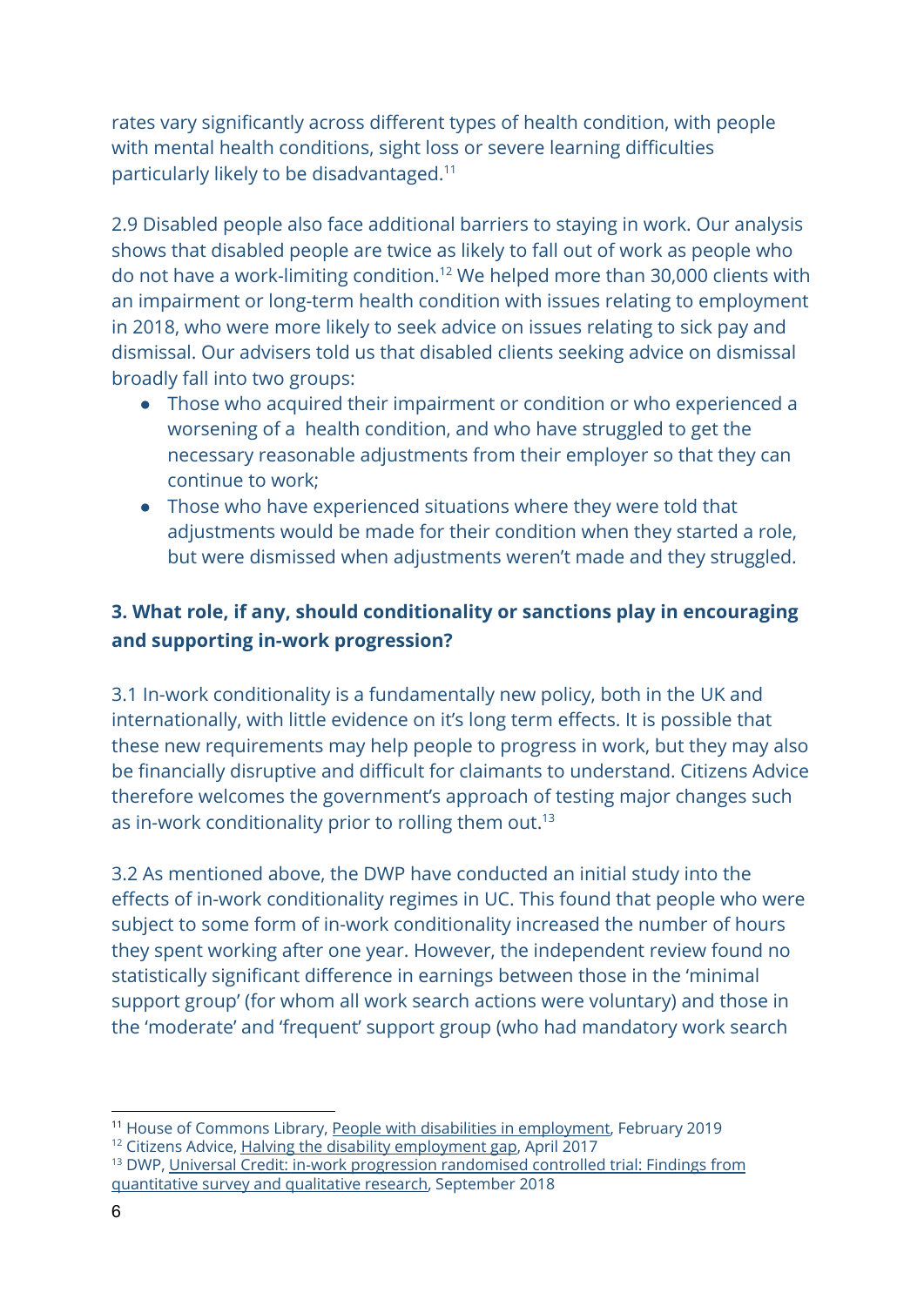rates vary significantly across different types of health condition, with people with mental health conditions, sight loss or severe learning difficulties particularly likely to be disadvantaged.[11]

2.9 Disabled people also face additional barriers to staying in work. Our analysis shows that disabled people are twice as likely to fall out of work as people who do not have a work-limiting condition.[12] We helped more than 30,000 clients with an impairment or long-term health condition with issues relating to employment in 2018, who were more likely to seek advice on issues relating to sick pay and dismissal. Our advisers told us that disabled clients seeking advice on dismissal broadly fall into two groups:

- Those who acquired their impairment or condition or who experienced a worsening of a health condition, and who have struggled to get the necessary reasonable adjustments from their employer so that they can continue to work;
- Those who have experienced situations where they were told that adjustments would be made for their condition when they started a role, but were dismissed when adjustments weren't made and they struggled.

### 3. What role, if any, should conditionality or sanctions play in encouraging and supporting in-work progression?

3.1 In-work conditionality is a fundamentally new policy, both in the UK and internationally, with little evidence on it's long term effects. It is possible that these new requirements may help people to progress in work, but they may also be financially disruptive and difficult for claimants to understand. Citizens Advice therefore welcomes the government's approach of testing major changes such as in-work conditionality prior to rolling them out.[13]

3.2 As mentioned above, the DWP have conducted an initial study into the effects of in-work conditionality regimes in UC. This found that people who were subject to some form of in-work conditionality increased the number of hours they spent working after one year. However, the independent review found no statistically significant difference in earnings between those in the 'minimal support group' (for whom all work search actions were voluntary) and those in the 'moderate' and 'frequent' support group (who had mandatory work search

---

[11] House of Commons Library, People with disabilities in employment, February 2019

[12] Citizens Advice, Halving the disability employment gap, April 2017

[13] DWP, Universal Credit: in-work progression randomised controlled trial: Findings from quantitative survey and qualitative research, September 2018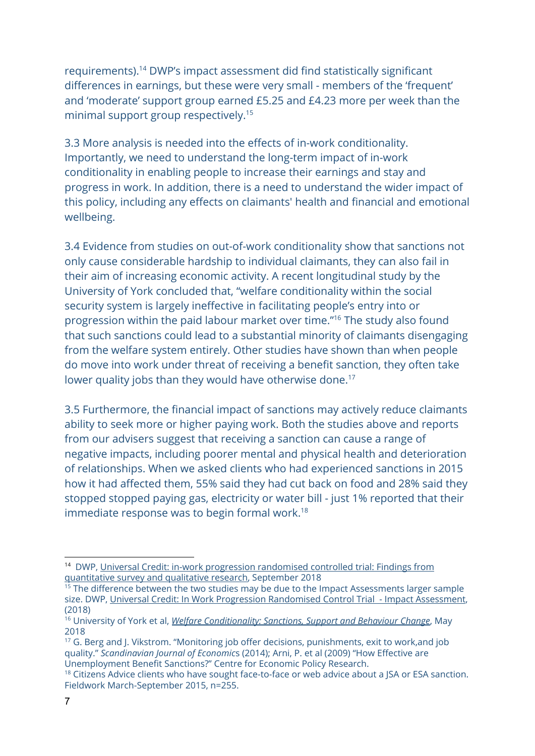requirements).[14] DWP's impact assessment did find statistically significant differences in earnings, but these were very small - members of the 'frequent' and 'moderate' support group earned £5.25 and £4.23 more per week than the minimal support group respectively.[15]

3.3 More analysis is needed into the effects of in-work conditionality. Importantly, we need to understand the long-term impact of in-work conditionality in enabling people to increase their earnings and stay and progress in work. In addition, there is a need to understand the wider impact of this policy, including any effects on claimants' health and financial and emotional wellbeing.

3.4 Evidence from studies on out-of-work conditionality show that sanctions not only cause considerable hardship to individual claimants, they can also fail in their aim of increasing economic activity. A recent longitudinal study by the University of York concluded that, "welfare conditionality within the social security system is largely ineffective in facilitating people's entry into or progression within the paid labour market over time."[16] The study also found that such sanctions could lead to a substantial minority of claimants disengaging from the welfare system entirely. Other studies have shown than when people do move into work under threat of receiving a benefit sanction, they often take lower quality jobs than they would have otherwise done.[17]

3.5 Furthermore, the financial impact of sanctions may actively reduce claimants ability to seek more or higher paying work. Both the studies above and reports from our advisers suggest that receiving a sanction can cause a range of negative impacts, including poorer mental and physical health and deterioration of relationships. When we asked clients who had experienced sanctions in 2015 how it had affected them, 55% said they had cut back on food and 28% said they stopped stopped paying gas, electricity or water bill - just 1% reported that their immediate response was to begin formal work.[18]

---

[14] DWP, Universal Credit: in-work progression randomised controlled trial: Findings from quantitative survey and qualitative research, September 2018

[15] The difference between the two studies may be due to the Impact Assessments larger sample size. DWP, Universal Credit: In Work Progression Randomised Control Trial - Impact Assessment, (2018)

[16] University of York et al, *Welfare Conditionality: Sanctions, Support and Behaviour Change*, May 2018

[17] G. Berg and J. Vikstrom. "Monitoring job offer decisions, punishments, exit to work,and job quality." *Scandinavian Journal of Economics* (2014); Arni, P. et al (2009) "How Effective are Unemployment Benefit Sanctions?" Centre for Economic Policy Research.

[18] Citizens Advice clients who have sought face-to-face or web advice about a JSA or ESA sanction. Fieldwork March-September 2015, n=255.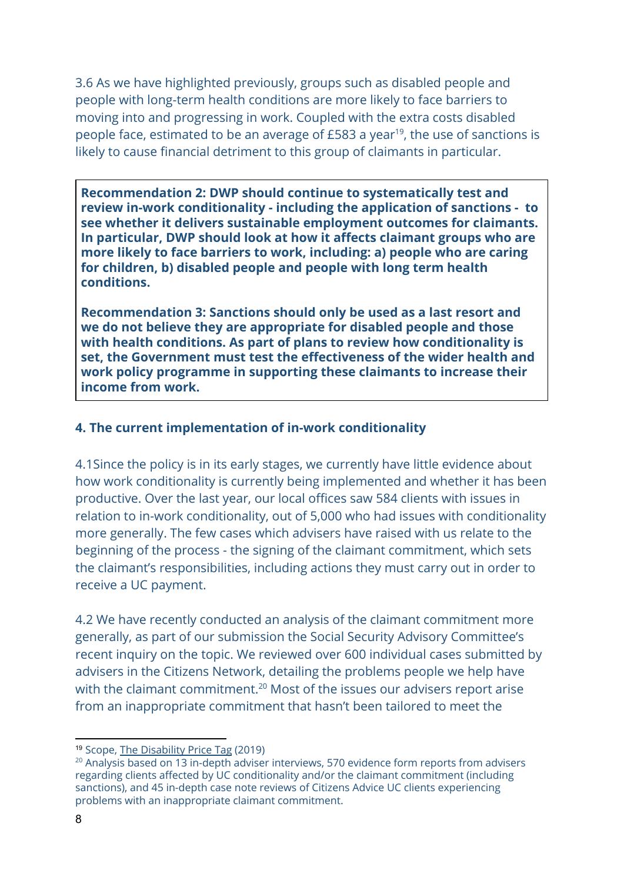3.6 As we have highlighted previously, groups such as disabled people and people with long-term health conditions are more likely to face barriers to moving into and progressing in work. Coupled with the extra costs disabled people face, estimated to be an average of £583 a year[19], the use of sanctions is likely to cause financial detriment to this group of claimants in particular.

**Recommendation 2: DWP should continue to systematically test and review in-work conditionality - including the application of sanctions - to see whether it delivers sustainable employment outcomes for claimants. In particular, DWP should look at how it affects claimant groups who are more likely to face barriers to work, including: a) people who are caring for children, b) disabled people and people with long term health conditions.**

**Recommendation 3: Sanctions should only be used as a last resort and we do not believe they are appropriate for disabled people and those with health conditions. As part of plans to review how conditionality is set, the Government must test the effectiveness of the wider health and work policy programme in supporting these claimants to increase their income from work.**

## 4. The current implementation of in-work conditionality

4.1Since the policy is in its early stages, we currently have little evidence about how work conditionality is currently being implemented and whether it has been productive. Over the last year, our local offices saw 584 clients with issues in relation to in-work conditionality, out of 5,000 who had issues with conditionality more generally. The few cases which advisers have raised with us relate to the beginning of the process - the signing of the claimant commitment, which sets the claimant's responsibilities, including actions they must carry out in order to receive a UC payment.

4.2 We have recently conducted an analysis of the claimant commitment more generally, as part of our submission the Social Security Advisory Committee's recent inquiry on the topic. We reviewed over 600 individual cases submitted by advisers in the Citizens Network, detailing the problems people we help have with the claimant commitment.[20] Most of the issues our advisers report arise from an inappropriate commitment that hasn't been tailored to meet the

[19] Scope, The Disability Price Tag (2019)

[20] Analysis based on 13 in-depth adviser interviews, 570 evidence form reports from advisers regarding clients affected by UC conditionality and/or the claimant commitment (including sanctions), and 45 in-depth case note reviews of Citizens Advice UC clients experiencing problems with an inappropriate claimant commitment.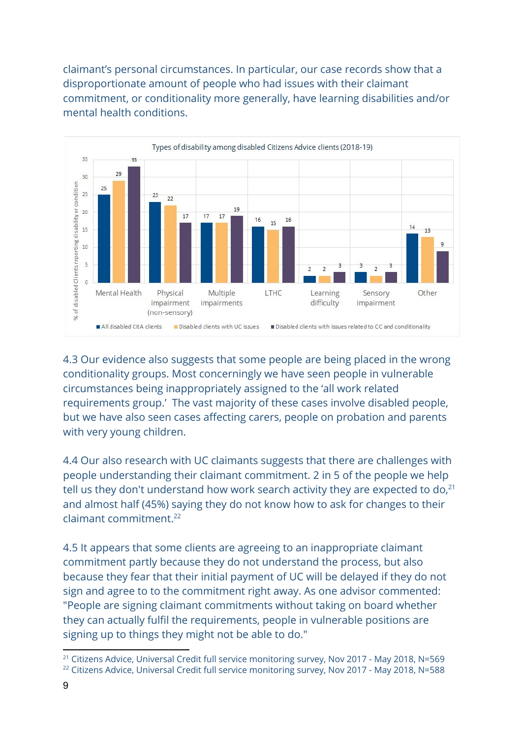claimant's personal circumstances. In particular, our case records show that a disproportionate amount of people who had issues with their claimant commitment, or conditionality more generally, have learning disabilities and/or mental health conditions.

**Types of disability among disabled Citizens Advice clients (2018-19)**

% of disabled Clients reporting disability or condition

| | All disabled CitA clients | Disabled clients with UC issues | Disabled clients with issues related to CC and conditionality |
|---|---|---|---|
| Mental Health | 25 | 29 | 33 |
| Physical impairment (non-sensory) | 23 | 22 | 17 |
| Multiple impairments | 17 | 17 | 19 |
| LTHC | 16 | 15 | 16 |
| Learning difficulty | 2 | 2 | 3 |
| Sensory impairment | 3 | 2 | 3 |
| Other | 14 | 13 | 9 |

4.3 Our evidence also suggests that some people are being placed in the wrong conditionality groups. Most concerningly we have seen people in vulnerable circumstances being inappropriately assigned to the 'all work related requirements group.' The vast majority of these cases involve disabled people, but we have also seen cases affecting carers, people on probation and parents with very young children.

4.4 Our also research with UC claimants suggests that there are challenges with people understanding their claimant commitment. 2 in 5 of the people we help tell us they don't understand how work search activity they are expected to do,[21] and almost half (45%) saying they do not know how to ask for changes to their claimant commitment.[22]

4.5 It appears that some clients are agreeing to an inappropriate claimant commitment partly because they do not understand the process, but also because they fear that their initial payment of UC will be delayed if they do not sign and agree to to the commitment right away. As one advisor commented: "People are signing claimant commitments without taking on board whether they can actually fulfil the requirements, people in vulnerable positions are signing up to things they might not be able to do."

---

[21] Citizens Advice, Universal Credit full service monitoring survey, Nov 2017 - May 2018, N=569

[22] Citizens Advice, Universal Credit full service monitoring survey, Nov 2017 - May 2018, N=588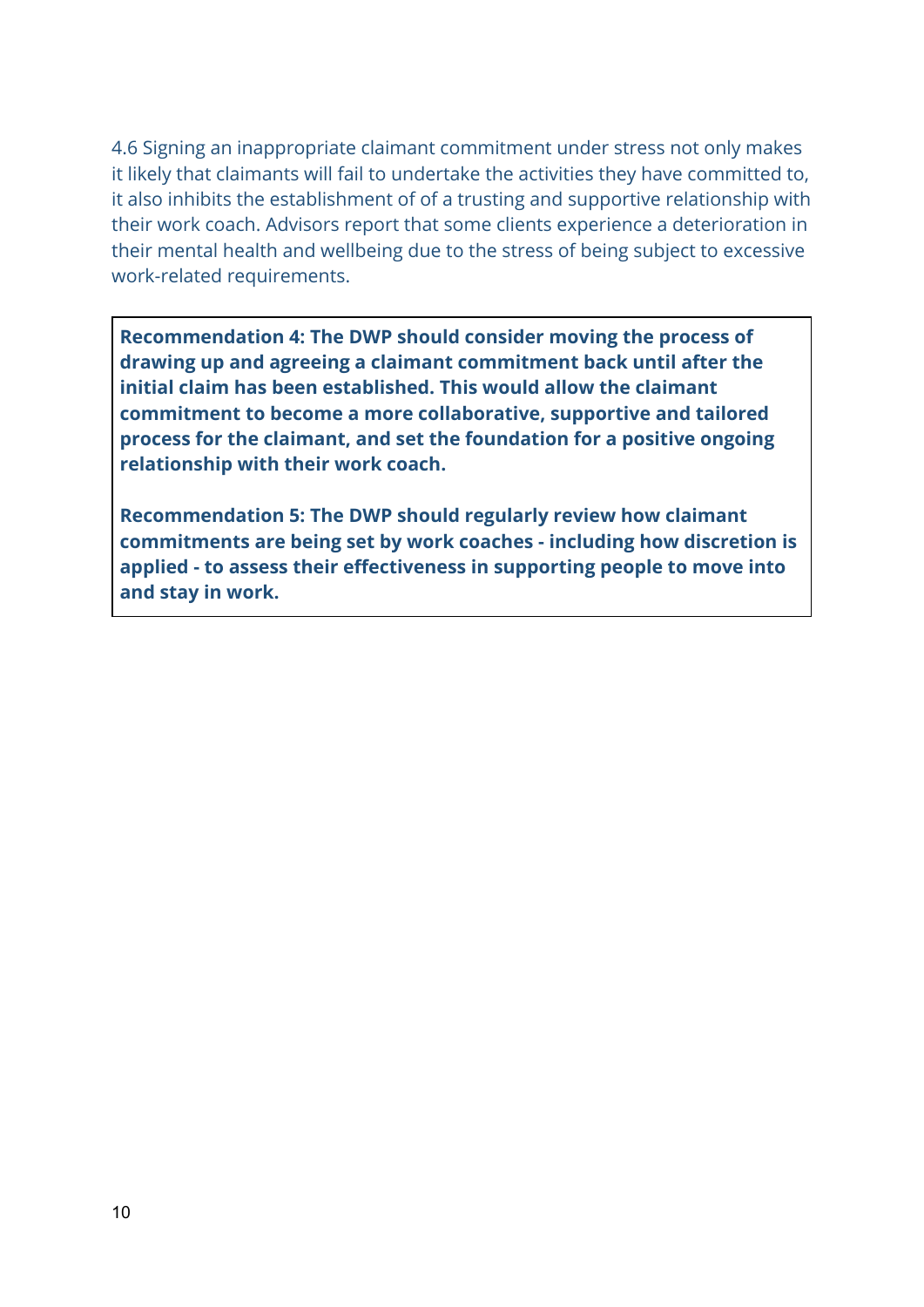4.6 Signing an inappropriate claimant commitment under stress not only makes it likely that claimants will fail to undertake the activities they have committed to, it also inhibits the establishment of of a trusting and supportive relationship with their work coach. Advisors report that some clients experience a deterioration in their mental health and wellbeing due to the stress of being subject to excessive work-related requirements.

**Recommendation 4: The DWP should consider moving the process of drawing up and agreeing a claimant commitment back until after the initial claim has been established. This would allow the claimant commitment to become a more collaborative, supportive and tailored process for the claimant, and set the foundation for a positive ongoing relationship with their work coach.**

**Recommendation 5: The DWP should regularly review how claimant commitments are being set by work coaches - including how discretion is applied - to assess their effectiveness in supporting people to move into and stay in work.**